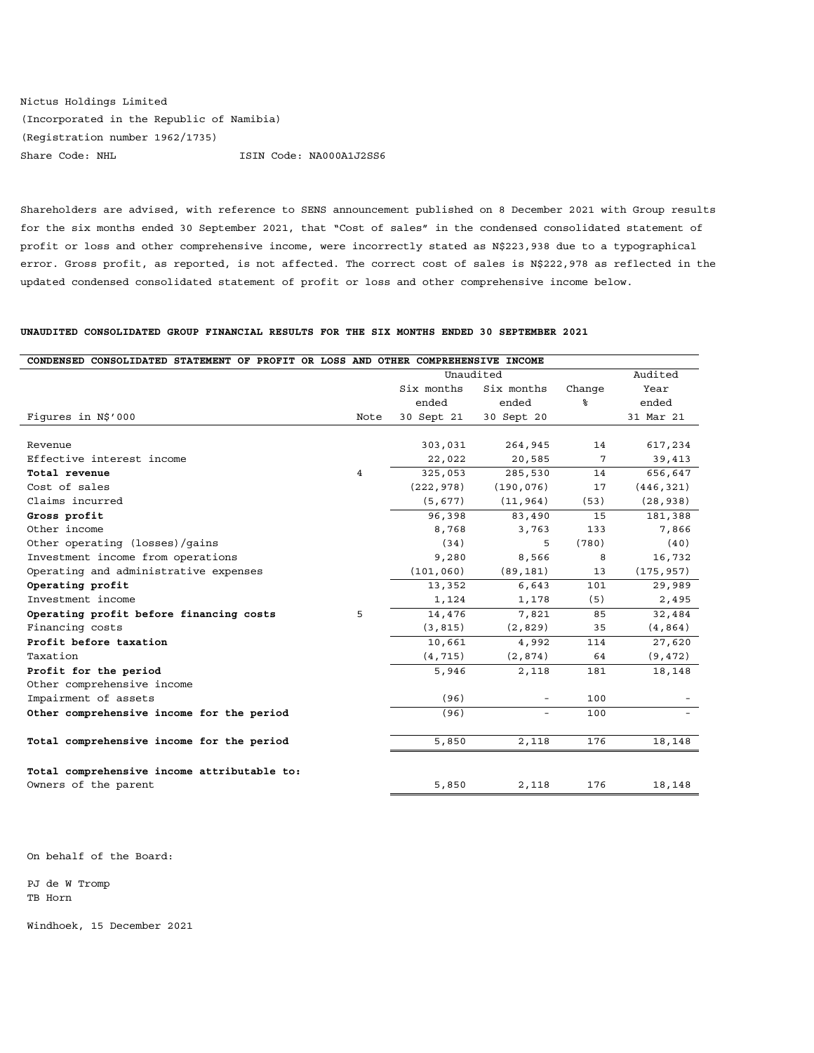Nictus Holdings Limited
(Incorporated in the Republic of Namibia)
(Registration number 1962/1735)
Share Code: NHL ISIN Code: NA000A1J2SS6

Shareholders are advised, with reference to SENS announcement published on 8 December 2021 with Group results for the six months ended 30 September 2021, that "Cost of sales" in the condensed consolidated statement of profit or loss and other comprehensive income, were incorrectly stated as N$223,938 due to a typographical error. Gross profit, as reported, is not affected. The correct cost of sales is N$222,978 as reflected in the updated condensed consolidated statement of profit or loss and other comprehensive income below.

**UNAUDITED CONSOLIDATED GROUP FINANCIAL RESULTS FOR THE SIX MONTHS ENDED 30 SEPTEMBER 2021**

| CONDENSED CONSOLIDATED STATEMENT OF PROFIT OR LOSS AND OTHER COMPREHENSIVE INCOME | | | | | |
|---|---|---|---|---|---|
| | | Unaudited | | | Audited |
| | | Six months ended | Six months ended | Change | Year ended |
| Figures in N$'000 | Note | 30 Sept 21 | 30 Sept 20 | % | 31 Mar 21 |
| Revenue | | 303,031 | 264,945 | 14 | 617,234 |
| Effective interest income | | 22,022 | 20,585 | 7 | 39,413 |
| **Total revenue** | 4 | 325,053 | 285,530 | 14 | 656,647 |
| Cost of sales | | (222,978) | (190,076) | 17 | (446,321) |
| Claims incurred | | (5,677) | (11,964) | (53) | (28,938) |
| **Gross profit** | | 96,398 | 83,490 | 15 | 181,388 |
| Other income | | 8,768 | 3,763 | 133 | 7,866 |
| Other operating (losses)/gains | | (34) | 5 | (780) | (40) |
| Investment income from operations | | 9,280 | 8,566 | 8 | 16,732 |
| Operating and administrative expenses | | (101,060) | (89,181) | 13 | (175,957) |
| **Operating profit** | | 13,352 | 6,643 | 101 | 29,989 |
| Investment income | | 1,124 | 1,178 | (5) | 2,495 |
| **Operating profit before financing costs** | 5 | 14,476 | 7,821 | 85 | 32,484 |
| Financing costs | | (3,815) | (2,829) | 35 | (4,864) |
| **Profit before taxation** | | 10,661 | 4,992 | 114 | 27,620 |
| Taxation | | (4,715) | (2,874) | 64 | (9,472) |
| **Profit for the period** | | 5,946 | 2,118 | 181 | 18,148 |
| Other comprehensive income | | | | | |
| Impairment of assets | | (96) | - | 100 | - |
| **Other comprehensive income for the period** | | (96) | - | 100 | - |
| **Total comprehensive income for the period** | | 5,850 | 2,118 | 176 | 18,148 |
| **Total comprehensive income attributable to:** | | | | | |
| Owners of the parent | | 5,850 | 2,118 | 176 | 18,148 |

On behalf of the Board:

PJ de W Tromp
TB Horn

Windhoek, 15 December 2021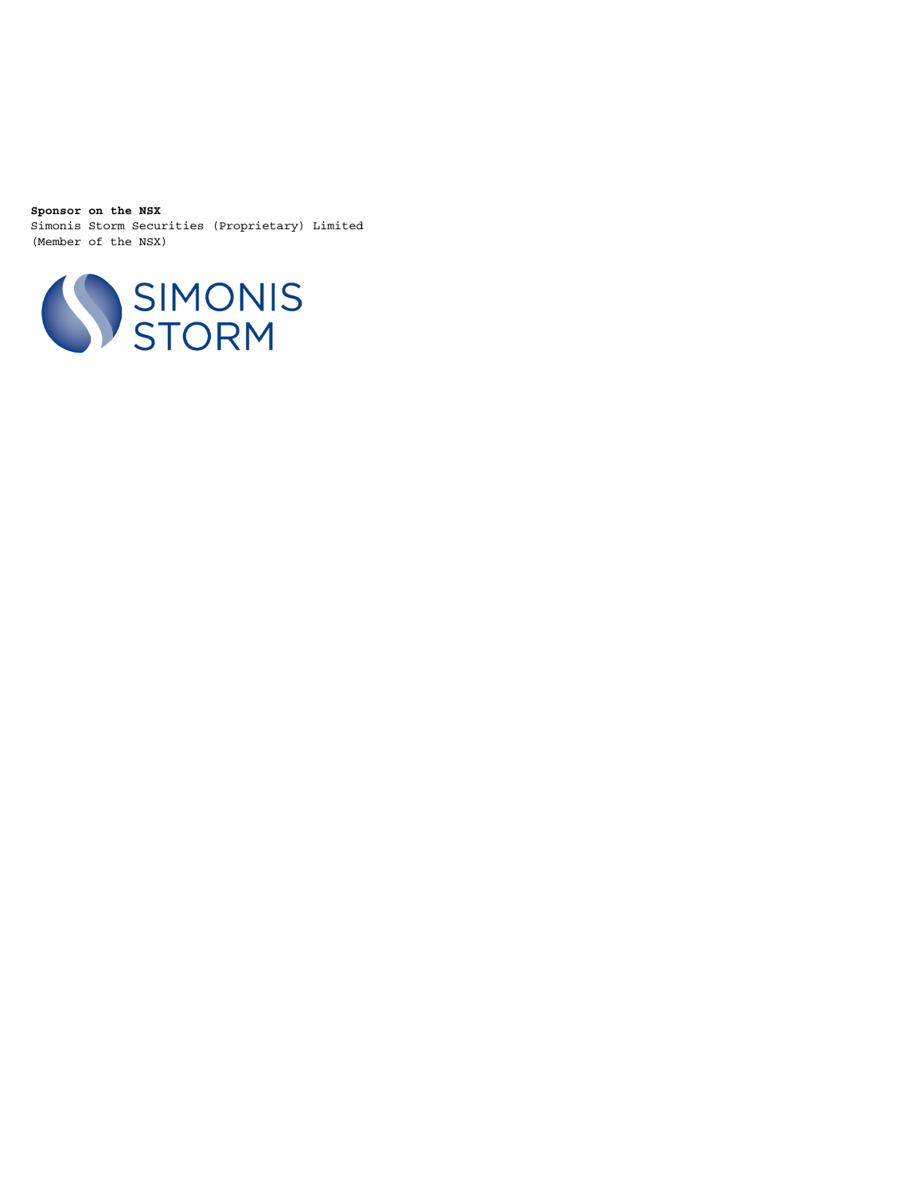**Sponsor on the NSX**
Simonis Storm Securities (Proprietary) Limited
(Member of the NSX)

SIMONIS
STORM